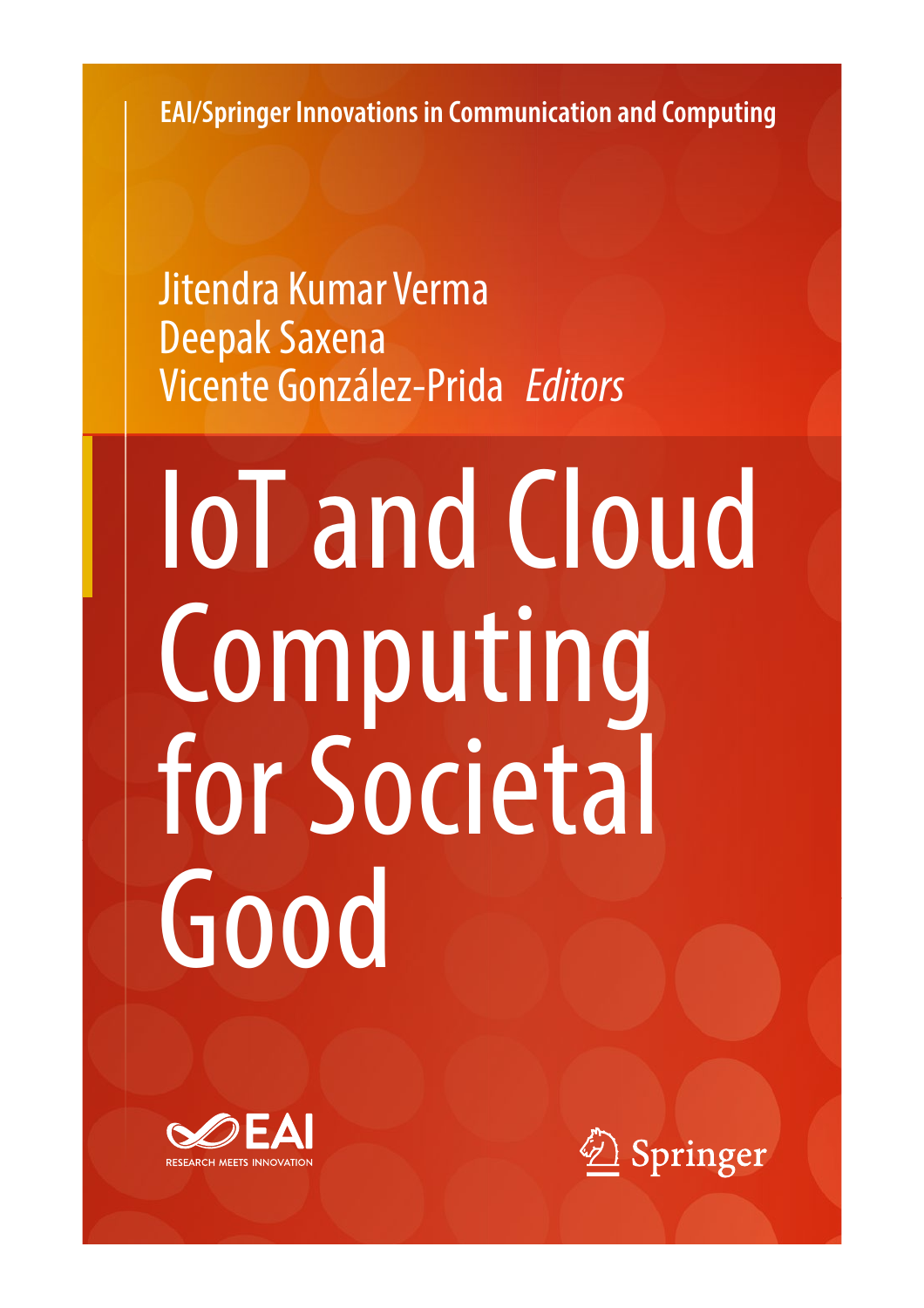EAI/Springer Innovations in Communication and Computing

Jitendra Kumar Verma
Deepak Saxena
Vicente González-Prida *Editors*

# IoT and Cloud Computing for Societal Good

EAI RESEARCH MEETS INNOVATION

Springer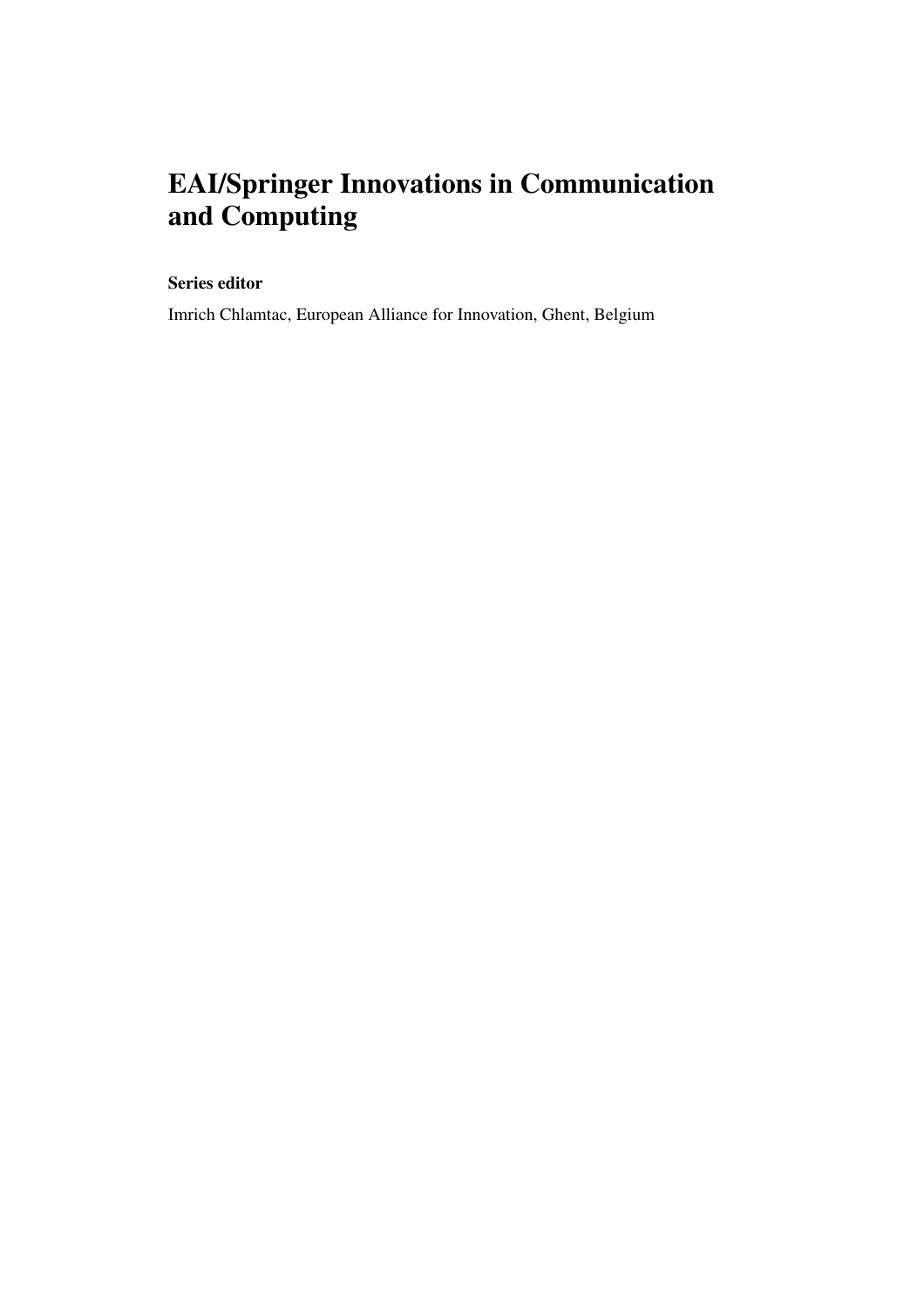# EAI/Springer Innovations in Communication and Computing

**Series editor**

Imrich Chlamtac, European Alliance for Innovation, Ghent, Belgium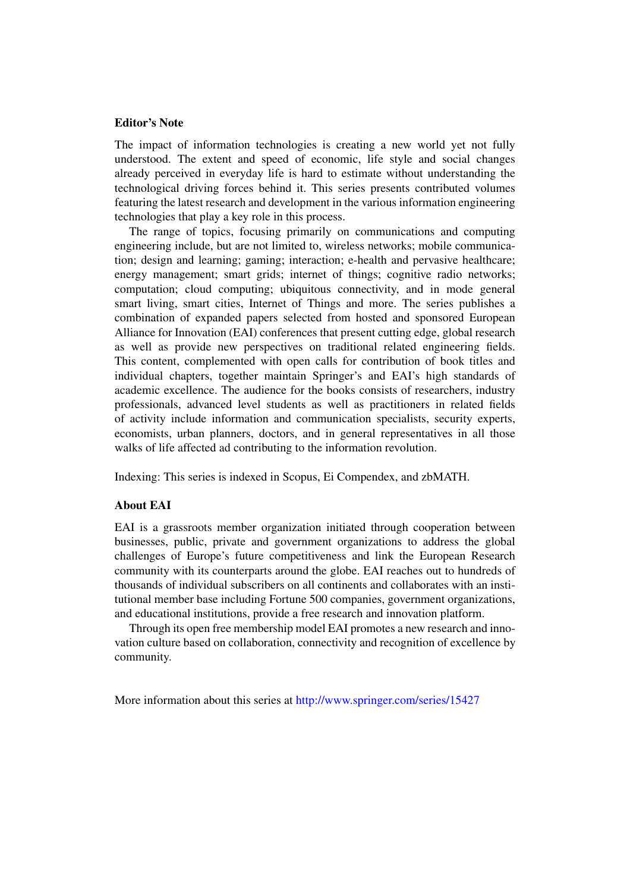## Editor's Note

The impact of information technologies is creating a new world yet not fully understood. The extent and speed of economic, life style and social changes already perceived in everyday life is hard to estimate without understanding the technological driving forces behind it. This series presents contributed volumes featuring the latest research and development in the various information engineering technologies that play a key role in this process.

The range of topics, focusing primarily on communications and computing engineering include, but are not limited to, wireless networks; mobile communication; design and learning; gaming; interaction; e-health and pervasive healthcare; energy management; smart grids; internet of things; cognitive radio networks; computation; cloud computing; ubiquitous connectivity, and in mode general smart living, smart cities, Internet of Things and more. The series publishes a combination of expanded papers selected from hosted and sponsored European Alliance for Innovation (EAI) conferences that present cutting edge, global research as well as provide new perspectives on traditional related engineering fields. This content, complemented with open calls for contribution of book titles and individual chapters, together maintain Springer's and EAI's high standards of academic excellence. The audience for the books consists of researchers, industry professionals, advanced level students as well as practitioners in related fields of activity include information and communication specialists, security experts, economists, urban planners, doctors, and in general representatives in all those walks of life affected ad contributing to the information revolution.

Indexing: This series is indexed in Scopus, Ei Compendex, and zbMATH.

## About EAI

EAI is a grassroots member organization initiated through cooperation between businesses, public, private and government organizations to address the global challenges of Europe's future competitiveness and link the European Research community with its counterparts around the globe. EAI reaches out to hundreds of thousands of individual subscribers on all continents and collaborates with an institutional member base including Fortune 500 companies, government organizations, and educational institutions, provide a free research and innovation platform.

Through its open free membership model EAI promotes a new research and innovation culture based on collaboration, connectivity and recognition of excellence by community.

More information about this series at http://www.springer.com/series/15427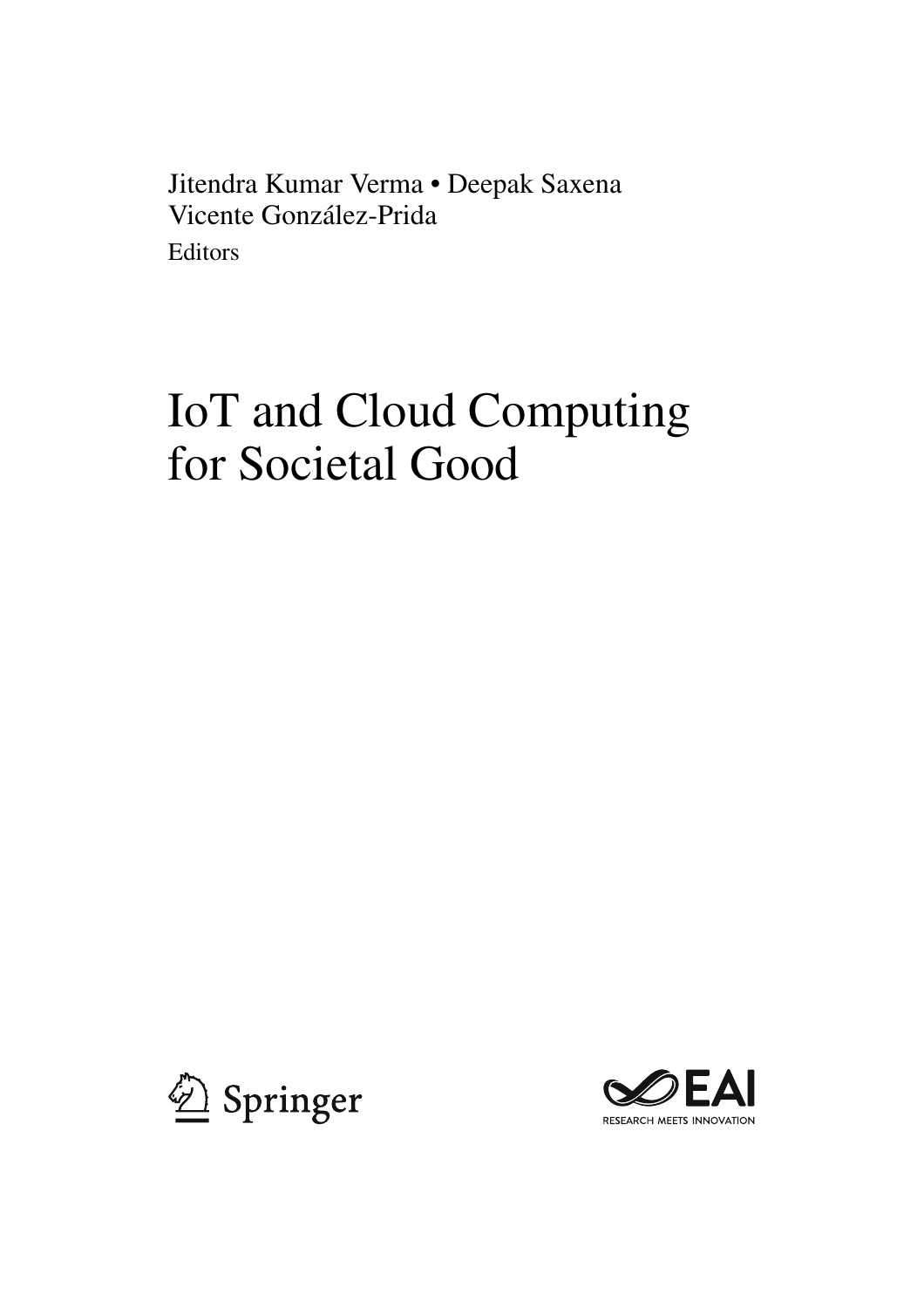Jitendra Kumar Verma • Deepak Saxena
Vicente González-Prida
Editors

# IoT and Cloud Computing for Societal Good

Springer

EAI
RESEARCH MEETS INNOVATION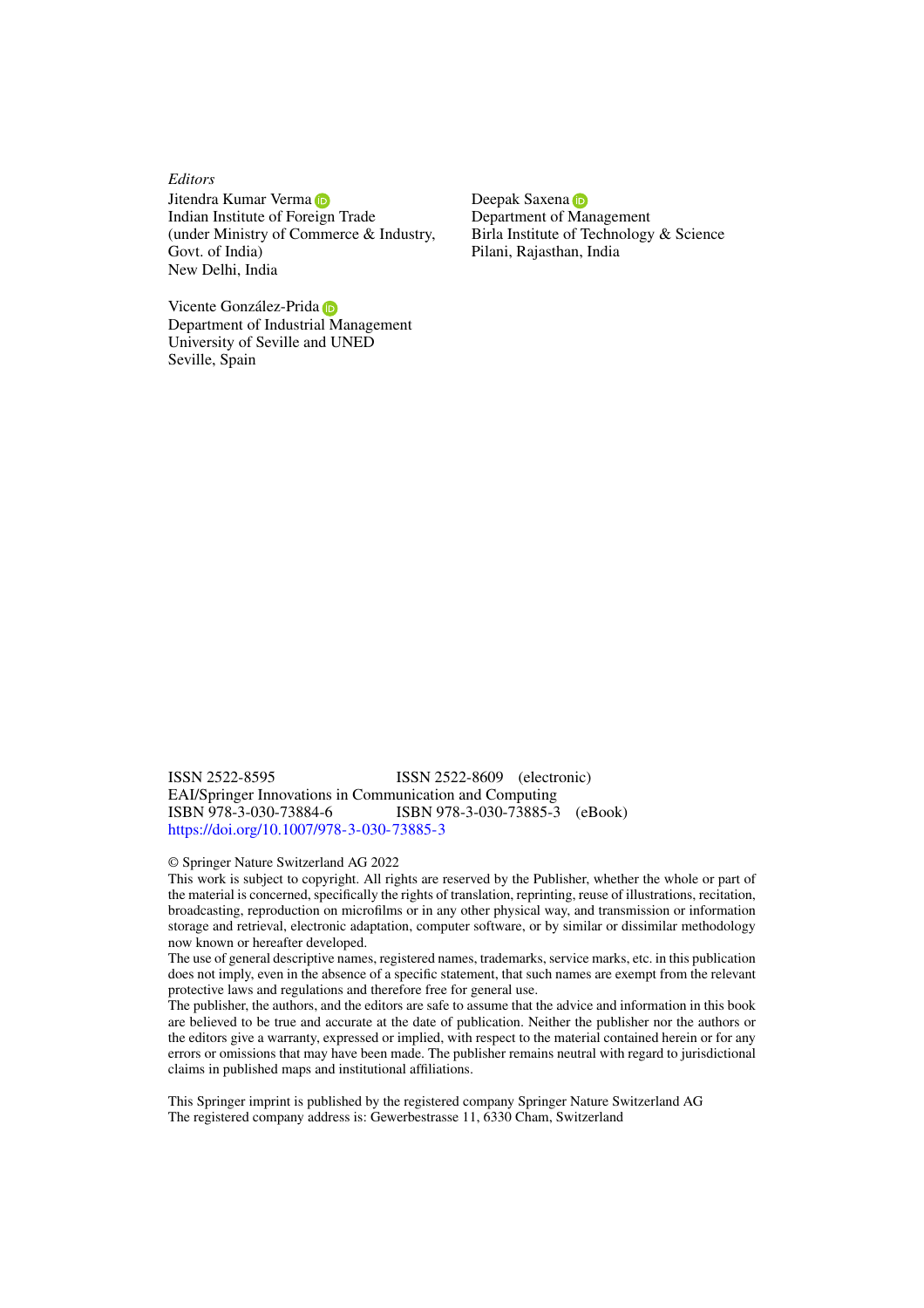*Editors*

Jitendra Kumar Verma
Indian Institute of Foreign Trade
(under Ministry of Commerce & Industry,
Govt. of India)
New Delhi, India

Deepak Saxena
Department of Management
Birla Institute of Technology & Science
Pilani, Rajasthan, India

Vicente González-Prida
Department of Industrial Management
University of Seville and UNED
Seville, Spain

ISSN 2522-8595 ISSN 2522-8609 (electronic)
EAI/Springer Innovations in Communication and Computing
ISBN 978-3-030-73884-6 ISBN 978-3-030-73885-3 (eBook)
https://doi.org/10.1007/978-3-030-73885-3

© Springer Nature Switzerland AG 2022
This work is subject to copyright. All rights are reserved by the Publisher, whether the whole or part of the material is concerned, specifically the rights of translation, reprinting, reuse of illustrations, recitation, broadcasting, reproduction on microfilms or in any other physical way, and transmission or information storage and retrieval, electronic adaptation, computer software, or by similar or dissimilar methodology now known or hereafter developed.
The use of general descriptive names, registered names, trademarks, service marks, etc. in this publication does not imply, even in the absence of a specific statement, that such names are exempt from the relevant protective laws and regulations and therefore free for general use.
The publisher, the authors, and the editors are safe to assume that the advice and information in this book are believed to be true and accurate at the date of publication. Neither the publisher nor the authors or the editors give a warranty, expressed or implied, with respect to the material contained herein or for any errors or omissions that may have been made. The publisher remains neutral with regard to jurisdictional claims in published maps and institutional affiliations.

This Springer imprint is published by the registered company Springer Nature Switzerland AG
The registered company address is: Gewerbestrasse 11, 6330 Cham, Switzerland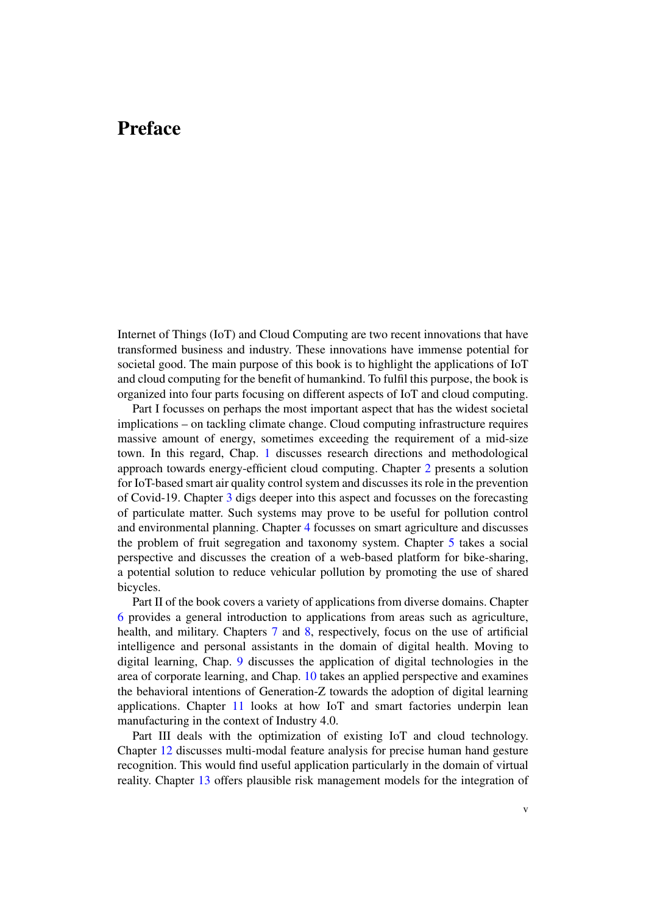# Preface

Internet of Things (IoT) and Cloud Computing are two recent innovations that have transformed business and industry. These innovations have immense potential for societal good. The main purpose of this book is to highlight the applications of IoT and cloud computing for the benefit of humankind. To fulfil this purpose, the book is organized into four parts focusing on different aspects of IoT and cloud computing.

Part I focusses on perhaps the most important aspect that has the widest societal implications – on tackling climate change. Cloud computing infrastructure requires massive amount of energy, sometimes exceeding the requirement of a mid-size town. In this regard, Chap. 1 discusses research directions and methodological approach towards energy-efficient cloud computing. Chapter 2 presents a solution for IoT-based smart air quality control system and discusses its role in the prevention of Covid-19. Chapter 3 digs deeper into this aspect and focusses on the forecasting of particulate matter. Such systems may prove to be useful for pollution control and environmental planning. Chapter 4 focusses on smart agriculture and discusses the problem of fruit segregation and taxonomy system. Chapter 5 takes a social perspective and discusses the creation of a web-based platform for bike-sharing, a potential solution to reduce vehicular pollution by promoting the use of shared bicycles.

Part II of the book covers a variety of applications from diverse domains. Chapter 6 provides a general introduction to applications from areas such as agriculture, health, and military. Chapters 7 and 8, respectively, focus on the use of artificial intelligence and personal assistants in the domain of digital health. Moving to digital learning, Chap. 9 discusses the application of digital technologies in the area of corporate learning, and Chap. 10 takes an applied perspective and examines the behavioral intentions of Generation-Z towards the adoption of digital learning applications. Chapter 11 looks at how IoT and smart factories underpin lean manufacturing in the context of Industry 4.0.

Part III deals with the optimization of existing IoT and cloud technology. Chapter 12 discusses multi-modal feature analysis for precise human hand gesture recognition. This would find useful application particularly in the domain of virtual reality. Chapter 13 offers plausible risk management models for the integration of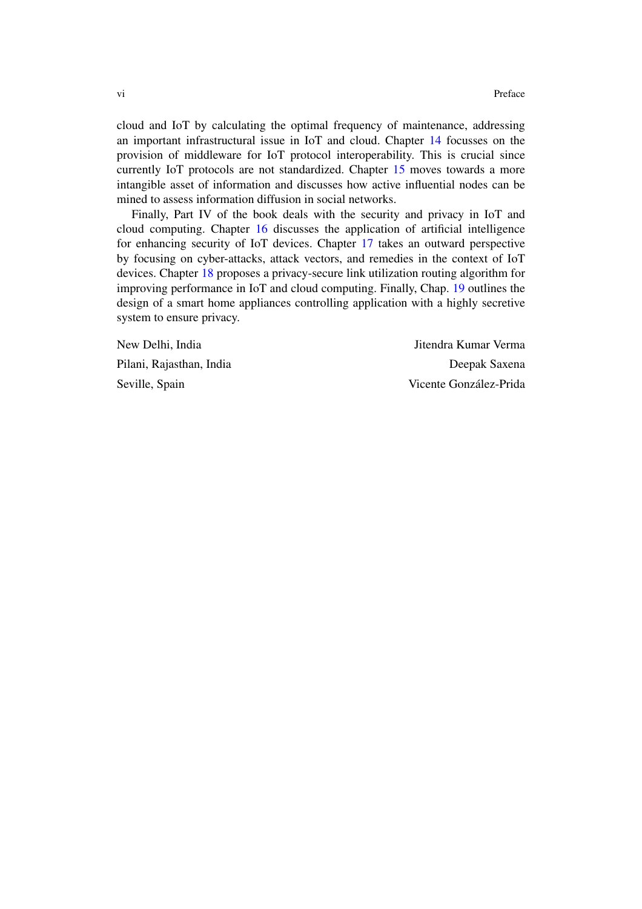cloud and IoT by calculating the optimal frequency of maintenance, addressing an important infrastructural issue in IoT and cloud. Chapter 14 focusses on the provision of middleware for IoT protocol interoperability. This is crucial since currently IoT protocols are not standardized. Chapter 15 moves towards a more intangible asset of information and discusses how active influential nodes can be mined to assess information diffusion in social networks.

Finally, Part IV of the book deals with the security and privacy in IoT and cloud computing. Chapter 16 discusses the application of artificial intelligence for enhancing security of IoT devices. Chapter 17 takes an outward perspective by focusing on cyber-attacks, attack vectors, and remedies in the context of IoT devices. Chapter 18 proposes a privacy-secure link utilization routing algorithm for improving performance in IoT and cloud computing. Finally, Chap. 19 outlines the design of a smart home appliances controlling application with a highly secretive system to ensure privacy.

New Delhi, India — Jitendra Kumar Verma

Pilani, Rajasthan, India — Deepak Saxena

Seville, Spain — Vicente González-Prida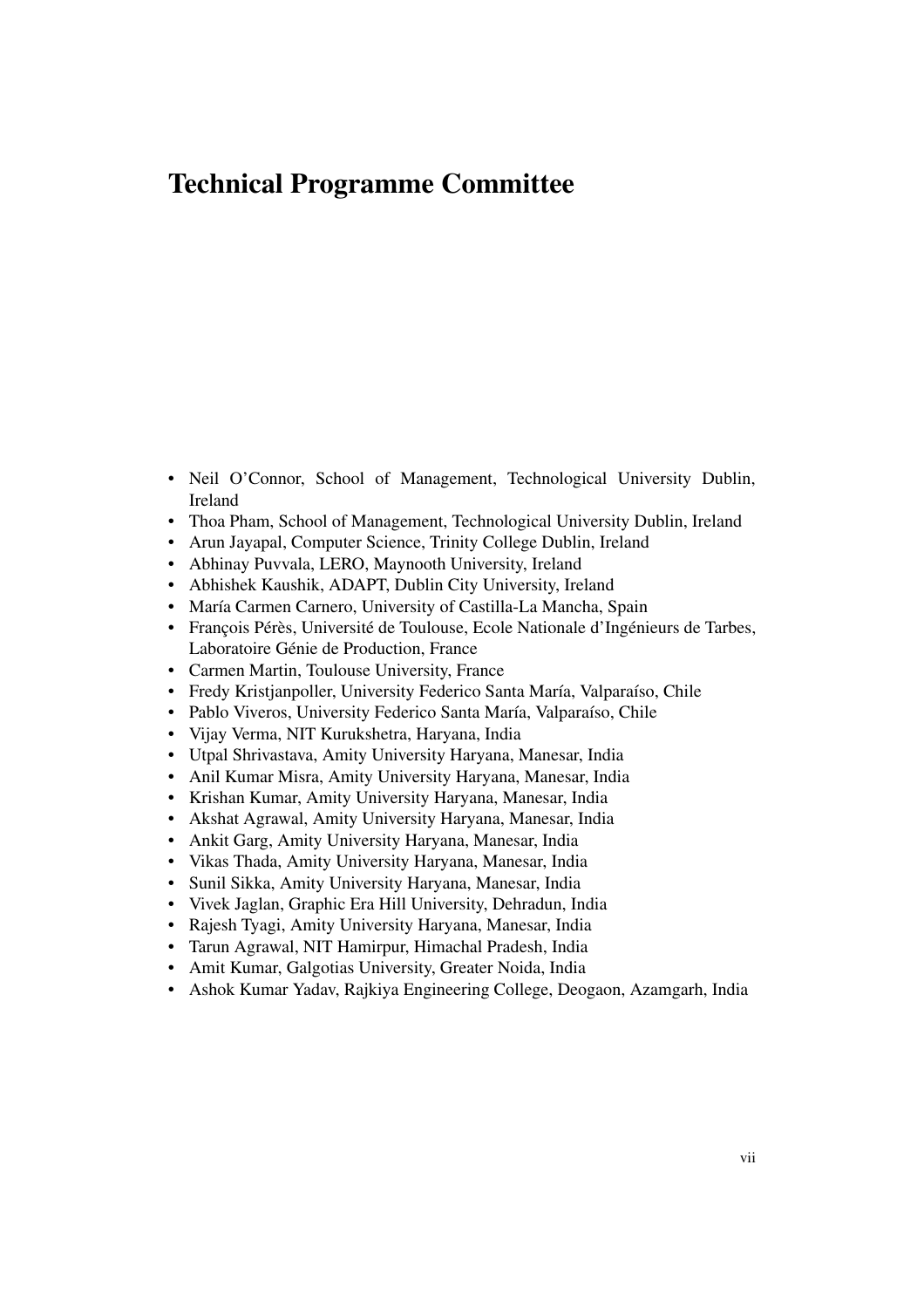# Technical Programme Committee

- Neil O'Connor, School of Management, Technological University Dublin, Ireland
- Thoa Pham, School of Management, Technological University Dublin, Ireland
- Arun Jayapal, Computer Science, Trinity College Dublin, Ireland
- Abhinay Puvvala, LERO, Maynooth University, Ireland
- Abhishek Kaushik, ADAPT, Dublin City University, Ireland
- María Carmen Carnero, University of Castilla-La Mancha, Spain
- François Pérès, Université de Toulouse, Ecole Nationale d'Ingénieurs de Tarbes, Laboratoire Génie de Production, France
- Carmen Martin, Toulouse University, France
- Fredy Kristjanpoller, University Federico Santa María, Valparaíso, Chile
- Pablo Viveros, University Federico Santa María, Valparaíso, Chile
- Vijay Verma, NIT Kurukshetra, Haryana, India
- Utpal Shrivastava, Amity University Haryana, Manesar, India
- Anil Kumar Misra, Amity University Haryana, Manesar, India
- Krishan Kumar, Amity University Haryana, Manesar, India
- Akshat Agrawal, Amity University Haryana, Manesar, India
- Ankit Garg, Amity University Haryana, Manesar, India
- Vikas Thada, Amity University Haryana, Manesar, India
- Sunil Sikka, Amity University Haryana, Manesar, India
- Vivek Jaglan, Graphic Era Hill University, Dehradun, India
- Rajesh Tyagi, Amity University Haryana, Manesar, India
- Tarun Agrawal, NIT Hamirpur, Himachal Pradesh, India
- Amit Kumar, Galgotias University, Greater Noida, India
- Ashok Kumar Yadav, Rajkiya Engineering College, Deogaon, Azamgarh, India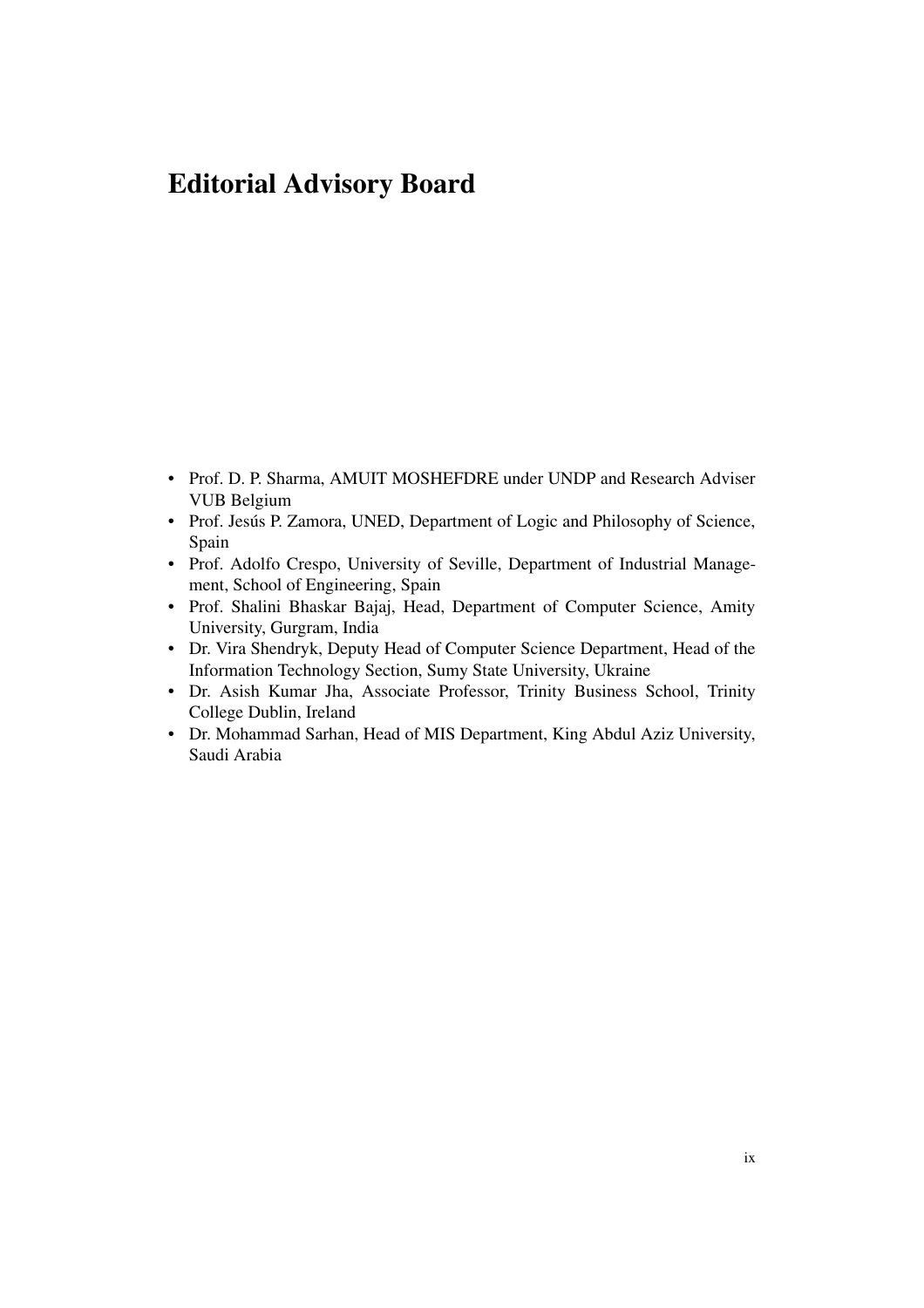# Editorial Advisory Board

- Prof. D. P. Sharma, AMUIT MOSHEFDRE under UNDP and Research Adviser VUB Belgium
- Prof. Jesús P. Zamora, UNED, Department of Logic and Philosophy of Science, Spain
- Prof. Adolfo Crespo, University of Seville, Department of Industrial Management, School of Engineering, Spain
- Prof. Shalini Bhaskar Bajaj, Head, Department of Computer Science, Amity University, Gurgram, India
- Dr. Vira Shendryk, Deputy Head of Computer Science Department, Head of the Information Technology Section, Sumy State University, Ukraine
- Dr. Asish Kumar Jha, Associate Professor, Trinity Business School, Trinity College Dublin, Ireland
- Dr. Mohammad Sarhan, Head of MIS Department, King Abdul Aziz University, Saudi Arabia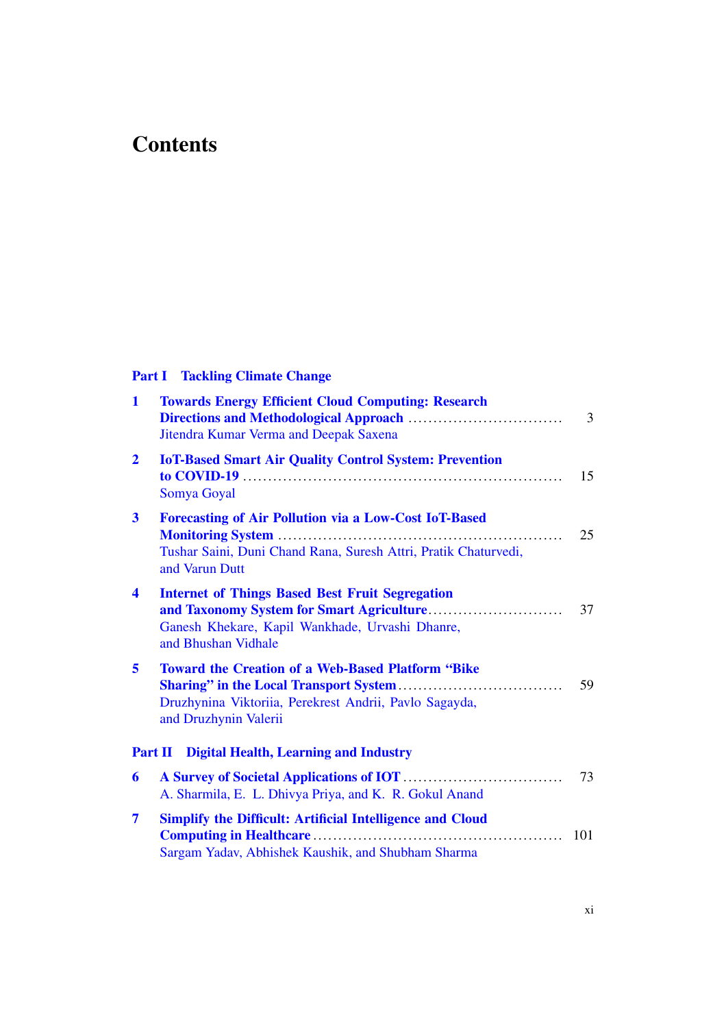# Contents

## Part I Tackling Climate Change

**1 Towards Energy Efficient Cloud Computing: Research Directions and Methodological Approach** ..... 3
Jitendra Kumar Verma and Deepak Saxena

**2 IoT-Based Smart Air Quality Control System: Prevention to COVID-19** ..... 15
Somya Goyal

**3 Forecasting of Air Pollution via a Low-Cost IoT-Based Monitoring System** ..... 25
Tushar Saini, Duni Chand Rana, Suresh Attri, Pratik Chaturvedi, and Varun Dutt

**4 Internet of Things Based Best Fruit Segregation and Taxonomy System for Smart Agriculture** ..... 37
Ganesh Khekare, Kapil Wankhade, Urvashi Dhanre, and Bhushan Vidhale

**5 Toward the Creation of a Web-Based Platform "Bike Sharing" in the Local Transport System** ..... 59
Druzhynina Viktoriia, Perekrest Andrii, Pavlo Sagayda, and Druzhynin Valerii

## Part II Digital Health, Learning and Industry

**6 A Survey of Societal Applications of IOT** ..... 73
A. Sharmila, E. L. Dhivya Priya, and K. R. Gokul Anand

**7 Simplify the Difficult: Artificial Intelligence and Cloud Computing in Healthcare** ..... 101
Sargam Yadav, Abhishek Kaushik, and Shubham Sharma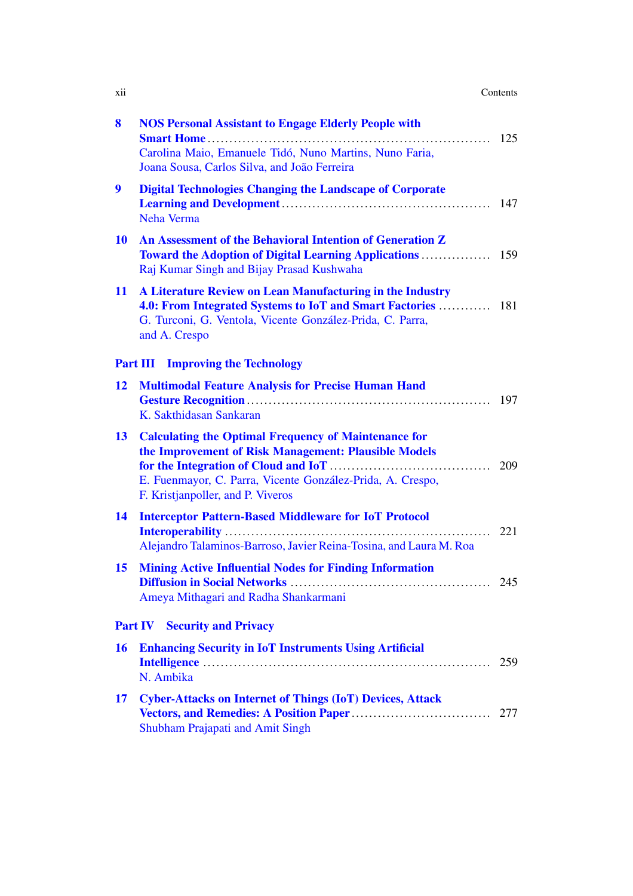**8** **NOS Personal Assistant to Engage Elderly People with Smart Home** ........ 125
Carolina Maio, Emanuele Tidó, Nuno Martins, Nuno Faria, Joana Sousa, Carlos Silva, and João Ferreira

**9** **Digital Technologies Changing the Landscape of Corporate Learning and Development** ........ 147
Neha Verma

**10** **An Assessment of the Behavioral Intention of Generation Z Toward the Adoption of Digital Learning Applications** ........ 159
Raj Kumar Singh and Bijay Prasad Kushwaha

**11** **A Literature Review on Lean Manufacturing in the Industry 4.0: From Integrated Systems to IoT and Smart Factories** ........ 181
G. Turconi, G. Ventola, Vicente González-Prida, C. Parra, and A. Crespo

## Part III Improving the Technology

**12** **Multimodal Feature Analysis for Precise Human Hand Gesture Recognition** ........ 197
K. Sakthidasan Sankaran

**13** **Calculating the Optimal Frequency of Maintenance for the Improvement of Risk Management: Plausible Models for the Integration of Cloud and IoT** ........ 209
E. Fuenmayor, C. Parra, Vicente González-Prida, A. Crespo, F. Kristjanpoller, and P. Viveros

**14** **Interceptor Pattern-Based Middleware for IoT Protocol Interoperability** ........ 221
Alejandro Talaminos-Barroso, Javier Reina-Tosina, and Laura M. Roa

**15** **Mining Active Influential Nodes for Finding Information Diffusion in Social Networks** ........ 245
Ameya Mithagari and Radha Shankarmani

## Part IV Security and Privacy

**16** **Enhancing Security in IoT Instruments Using Artificial Intelligence** ........ 259
N. Ambika

**17** **Cyber-Attacks on Internet of Things (IoT) Devices, Attack Vectors, and Remedies: A Position Paper** ........ 277
Shubham Prajapati and Amit Singh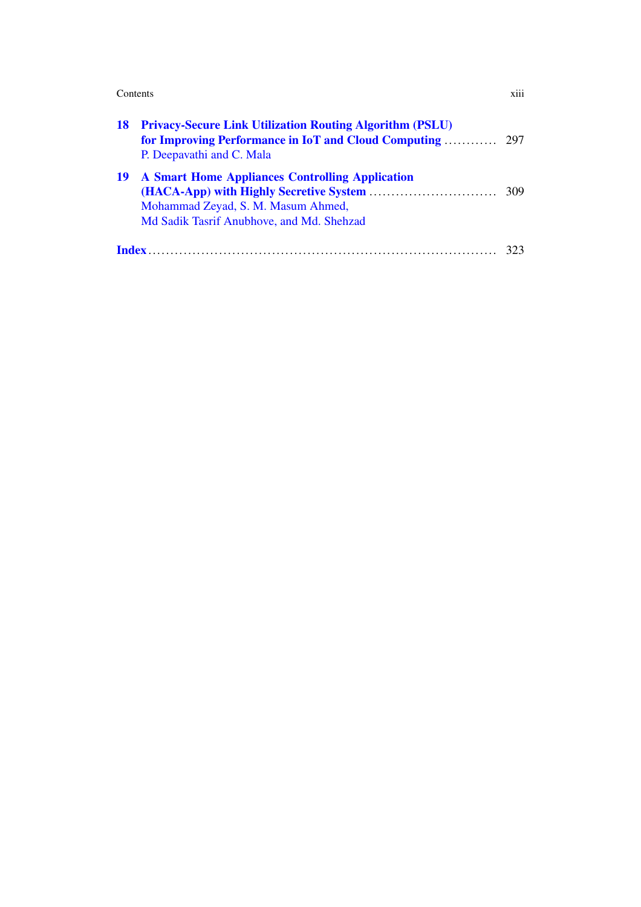**18 Privacy-Secure Link Utilization Routing Algorithm (PSLU) for Improving Performance in IoT and Cloud Computing** ............ 297
P. Deepavathi and C. Mala

**19 A Smart Home Appliances Controlling Application (HACA-App) with Highly Secretive System** ............................. 309
Mohammad Zeyad, S. M. Masum Ahmed, Md Sadik Tasrif Anubhove, and Md. Shehzad

**Index** ........................................................................ 323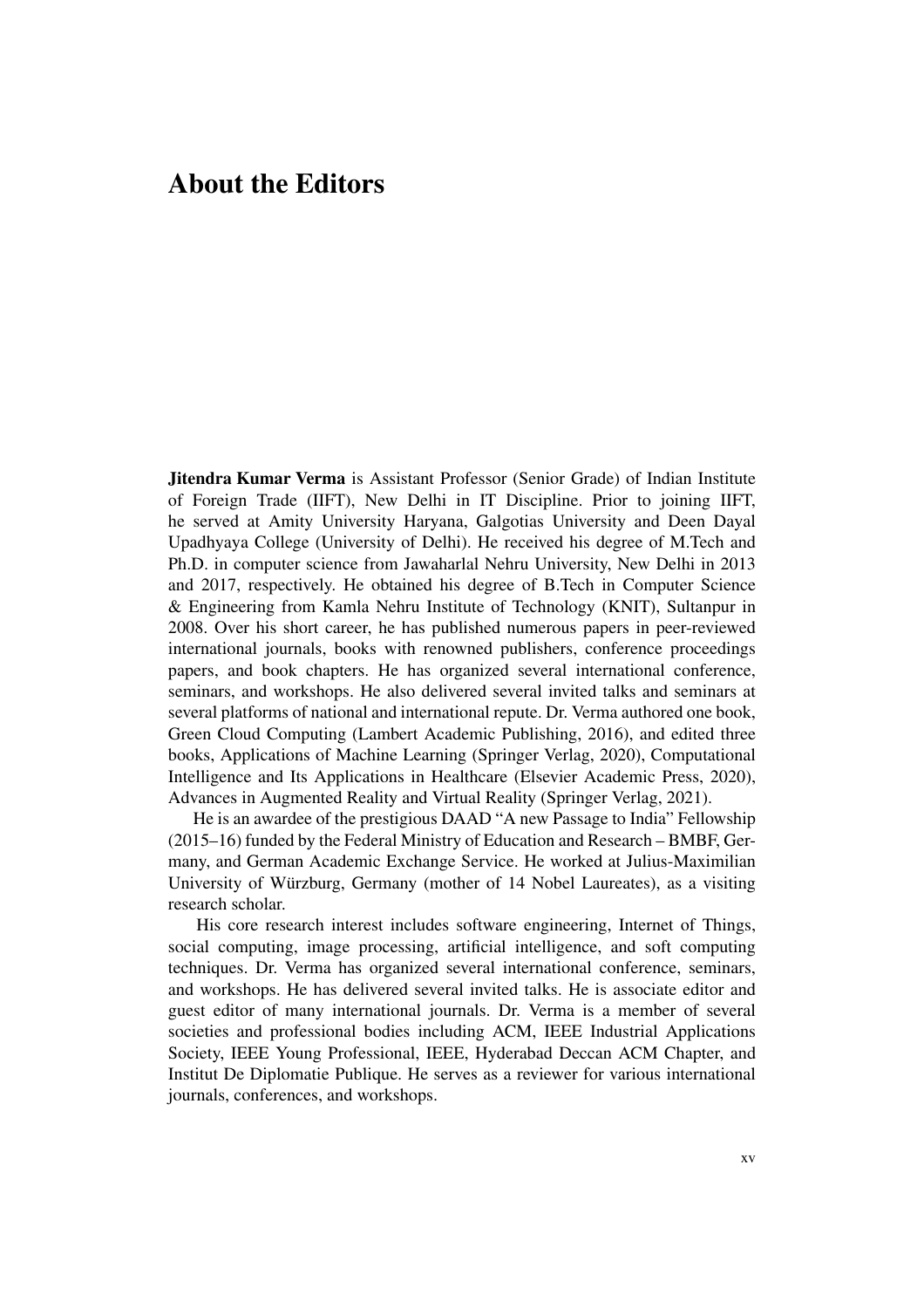# About the Editors

**Jitendra Kumar Verma** is Assistant Professor (Senior Grade) of Indian Institute of Foreign Trade (IIFT), New Delhi in IT Discipline. Prior to joining IIFT, he served at Amity University Haryana, Galgotias University and Deen Dayal Upadhyaya College (University of Delhi). He received his degree of M.Tech and Ph.D. in computer science from Jawaharlal Nehru University, New Delhi in 2013 and 2017, respectively. He obtained his degree of B.Tech in Computer Science & Engineering from Kamla Nehru Institute of Technology (KNIT), Sultanpur in 2008. Over his short career, he has published numerous papers in peer-reviewed international journals, books with renowned publishers, conference proceedings papers, and book chapters. He has organized several international conference, seminars, and workshops. He also delivered several invited talks and seminars at several platforms of national and international repute. Dr. Verma authored one book, Green Cloud Computing (Lambert Academic Publishing, 2016), and edited three books, Applications of Machine Learning (Springer Verlag, 2020), Computational Intelligence and Its Applications in Healthcare (Elsevier Academic Press, 2020), Advances in Augmented Reality and Virtual Reality (Springer Verlag, 2021).

He is an awardee of the prestigious DAAD "A new Passage to India" Fellowship (2015–16) funded by the Federal Ministry of Education and Research – BMBF, Germany, and German Academic Exchange Service. He worked at Julius-Maximilian University of Würzburg, Germany (mother of 14 Nobel Laureates), as a visiting research scholar.

His core research interest includes software engineering, Internet of Things, social computing, image processing, artificial intelligence, and soft computing techniques. Dr. Verma has organized several international conference, seminars, and workshops. He has delivered several invited talks. He is associate editor and guest editor of many international journals. Dr. Verma is a member of several societies and professional bodies including ACM, IEEE Industrial Applications Society, IEEE Young Professional, IEEE, Hyderabad Deccan ACM Chapter, and Institut De Diplomatie Publique. He serves as a reviewer for various international journals, conferences, and workshops.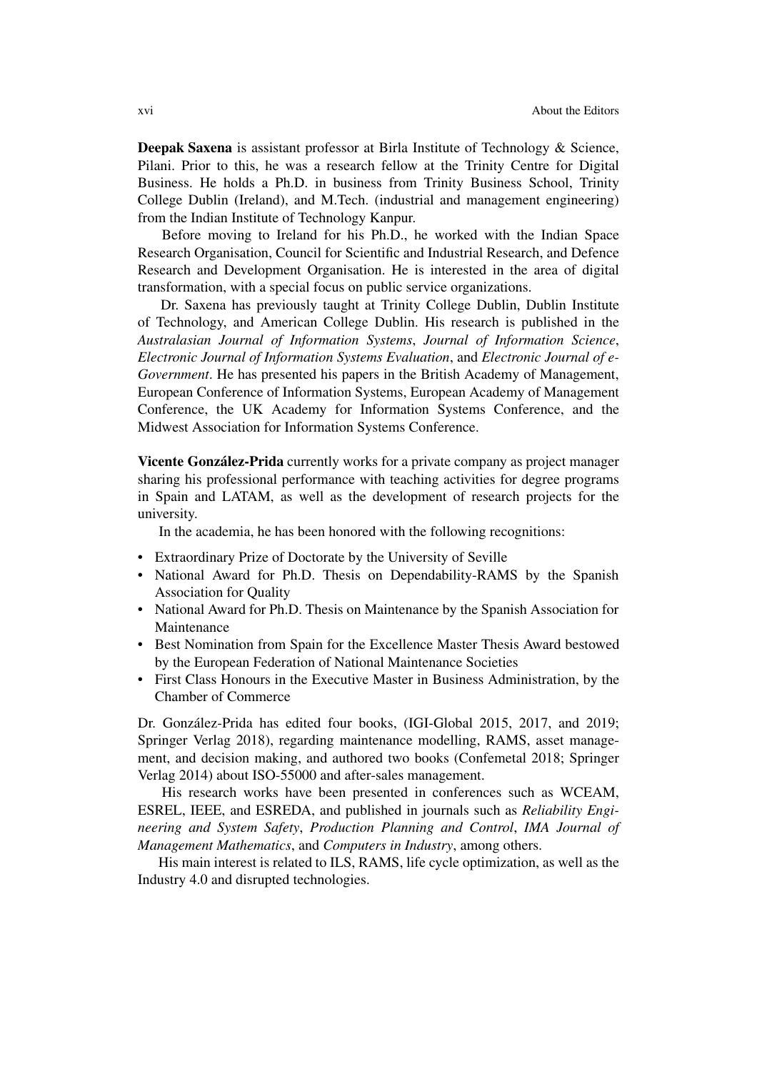**Deepak Saxena** is assistant professor at Birla Institute of Technology & Science, Pilani. Prior to this, he was a research fellow at the Trinity Centre for Digital Business. He holds a Ph.D. in business from Trinity Business School, Trinity College Dublin (Ireland), and M.Tech. (industrial and management engineering) from the Indian Institute of Technology Kanpur.

Before moving to Ireland for his Ph.D., he worked with the Indian Space Research Organisation, Council for Scientific and Industrial Research, and Defence Research and Development Organisation. He is interested in the area of digital transformation, with a special focus on public service organizations.

Dr. Saxena has previously taught at Trinity College Dublin, Dublin Institute of Technology, and American College Dublin. His research is published in the *Australasian Journal of Information Systems*, *Journal of Information Science*, *Electronic Journal of Information Systems Evaluation*, and *Electronic Journal of e-Government*. He has presented his papers in the British Academy of Management, European Conference of Information Systems, European Academy of Management Conference, the UK Academy for Information Systems Conference, and the Midwest Association for Information Systems Conference.

**Vicente González-Prida** currently works for a private company as project manager sharing his professional performance with teaching activities for degree programs in Spain and LATAM, as well as the development of research projects for the university.

In the academia, he has been honored with the following recognitions:

- Extraordinary Prize of Doctorate by the University of Seville
- National Award for Ph.D. Thesis on Dependability-RAMS by the Spanish Association for Quality
- National Award for Ph.D. Thesis on Maintenance by the Spanish Association for Maintenance
- Best Nomination from Spain for the Excellence Master Thesis Award bestowed by the European Federation of National Maintenance Societies
- First Class Honours in the Executive Master in Business Administration, by the Chamber of Commerce

Dr. González-Prida has edited four books, (IGI-Global 2015, 2017, and 2019; Springer Verlag 2018), regarding maintenance modelling, RAMS, asset management, and decision making, and authored two books (Confemetal 2018; Springer Verlag 2014) about ISO-55000 and after-sales management.

His research works have been presented in conferences such as WCEAM, ESREL, IEEE, and ESREDA, and published in journals such as *Reliability Engineering and System Safety*, *Production Planning and Control*, *IMA Journal of Management Mathematics*, and *Computers in Industry*, among others.

His main interest is related to ILS, RAMS, life cycle optimization, as well as the Industry 4.0 and disrupted technologies.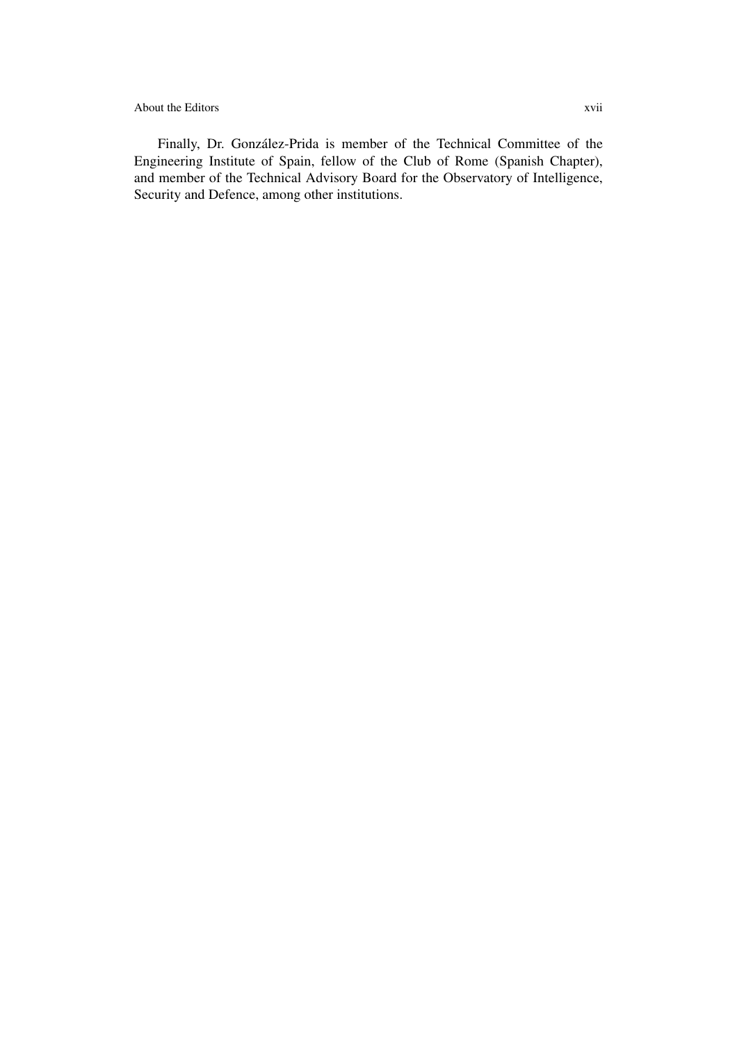Finally, Dr. González-Prida is member of the Technical Committee of the Engineering Institute of Spain, fellow of the Club of Rome (Spanish Chapter), and member of the Technical Advisory Board for the Observatory of Intelligence, Security and Defence, among other institutions.